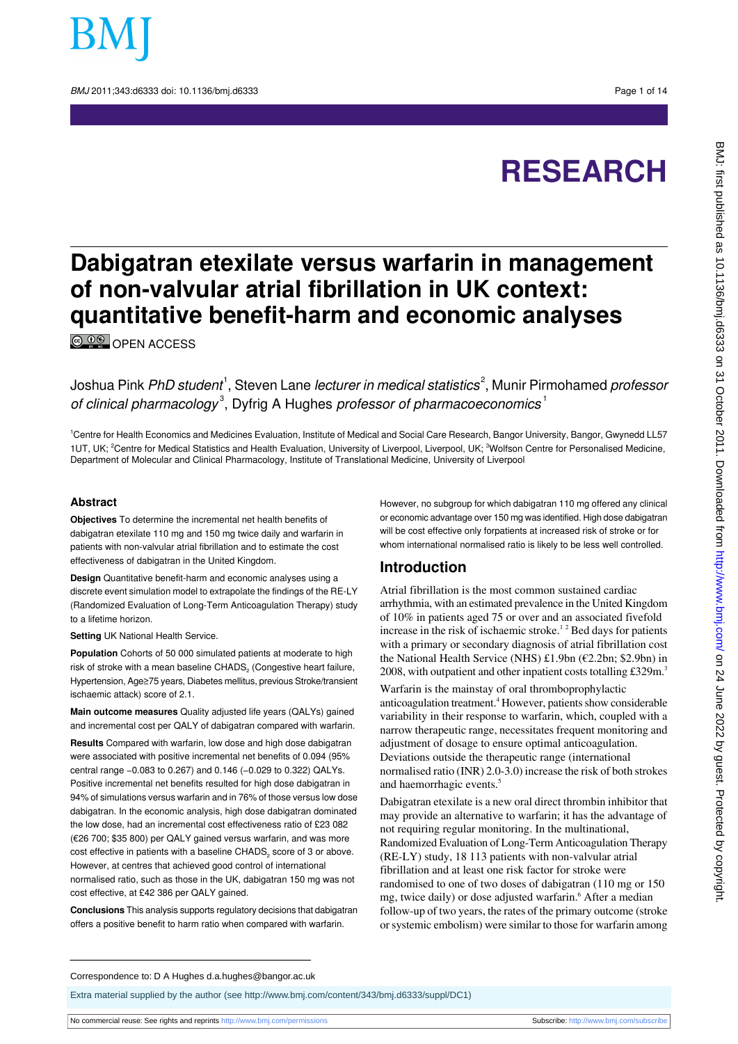# RESEARCH

# Dabigatran etexilate versus warfarin in management of non-valvular atrial fibrillation in UK context: quantitative benefit-harm and economic analyses

OPEN ACCESS

Joshua Pink *PhD student*[1], Steven Lane *lecturer in medical statistics*[2], Munir Pirmohamed *professor of clinical pharmacology*[3], Dyfrig A Hughes *professor of pharmacoeconomics*[1]

[1]Centre for Health Economics and Medicines Evaluation, Institute of Medical and Social Care Research, Bangor University, Bangor, Gwynedd LL57 1UT, UK; [2]Centre for Medical Statistics and Health Evaluation, University of Liverpool, Liverpool, UK; [3]Wolfson Centre for Personalised Medicine, Department of Molecular and Clinical Pharmacology, Institute of Translational Medicine, University of Liverpool

## Abstract

**Objectives** To determine the incremental net health benefits of dabigatran etexilate 110 mg and 150 mg twice daily and warfarin in patients with non-valvular atrial fibrillation and to estimate the cost effectiveness of dabigatran in the United Kingdom.

**Design** Quantitative benefit-harm and economic analyses using a discrete event simulation model to extrapolate the findings of the RE-LY (Randomized Evaluation of Long-Term Anticoagulation Therapy) study to a lifetime horizon.

**Setting** UK National Health Service.

**Population** Cohorts of 50 000 simulated patients at moderate to high risk of stroke with a mean baseline $CHADS_2$ (Congestive heart failure, Hypertension, Age≥75 years, Diabetes mellitus, previous Stroke/transient ischaemic attack) score of 2.1.

**Main outcome measures** Quality adjusted life years (QALYs) gained and incremental cost per QALY of dabigatran compared with warfarin.

**Results** Compared with warfarin, low dose and high dose dabigatran were associated with positive incremental net benefits of 0.094 (95% central range −0.083 to 0.267) and 0.146 (−0.029 to 0.322) QALYs. Positive incremental net benefits resulted for high dose dabigatran in 94% of simulations versus warfarin and in 76% of those versus low dose dabigatran. In the economic analysis, high dose dabigatran dominated the low dose, had an incremental cost effectiveness ratio of £23 082 (€26 700; $35 800) per QALY gained versus warfarin, and was more cost effective in patients with a baseline $CHADS_2$ score of 3 or above. However, at centres that achieved good control of international normalised ratio, such as those in the UK, dabigatran 150 mg was not cost effective, at £42 386 per QALY gained.

**Conclusions** This analysis supports regulatory decisions that dabigatran offers a positive benefit to harm ratio when compared with warfarin. However, no subgroup for which dabigatran 110 mg offered any clinical or economic advantage over 150 mg was identified. High dose dabigatran will be cost effective only forpatients at increased risk of stroke or for whom international normalised ratio is likely to be less well controlled.

## Introduction

Atrial fibrillation is the most common sustained cardiac arrhythmia, with an estimated prevalence in the United Kingdom of 10% in patients aged 75 or over and an associated fivefold increase in the risk of ischaemic stroke.[1,2] Bed days for patients with a primary or secondary diagnosis of atrial fibrillation cost the National Health Service (NHS) £1.9bn (€2.2bn; $2.9bn) in 2008, with outpatient and other inpatient costs totalling £329m.[3]

Warfarin is the mainstay of oral thromboprophylactic anticoagulation treatment.[4] However, patients show considerable variability in their response to warfarin, which, coupled with a narrow therapeutic range, necessitates frequent monitoring and adjustment of dosage to ensure optimal anticoagulation. Deviations outside the therapeutic range (international normalised ratio (INR) 2.0-3.0) increase the risk of both strokes and haemorrhagic events.[5]

Dabigatran etexilate is a new oral direct thrombin inhibitor that may provide an alternative to warfarin; it has the advantage of not requiring regular monitoring. In the multinational, Randomized Evaluation of Long-Term Anticoagulation Therapy (RE-LY) study, 18 113 patients with non-valvular atrial fibrillation and at least one risk factor for stroke were randomised to one of two doses of dabigatran (110 mg or 150 mg, twice daily) or dose adjusted warfarin.[6] After a median follow-up of two years, the rates of the primary outcome (stroke or systemic embolism) were similar to those for warfarin among

Correspondence to: D A Hughes d.a.hughes@bangor.ac.uk

Extra material supplied by the author (see http://www.bmj.com/content/343/bmj.d6333/suppl/DC1)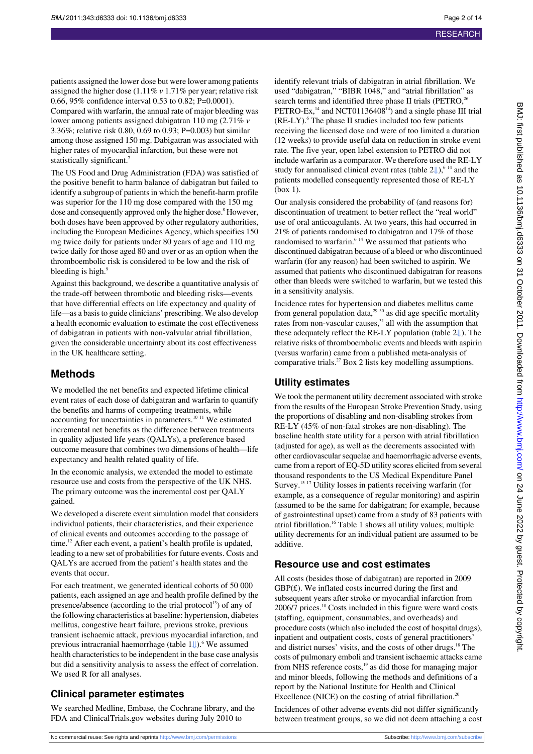patients assigned the lower dose but were lower among patients assigned the higher dose (1.11% *v* 1.71% per year; relative risk 0.66, 95% confidence interval 0.53 to 0.82; P=0.0001). Compared with warfarin, the annual rate of major bleeding was lower among patients assigned dabigatran 110 mg (2.71% *v* 3.36%; relative risk 0.80, 0.69 to 0.93; P=0.003) but similar among those assigned 150 mg. Dabigatran was associated with higher rates of myocardial infarction, but these were not statistically significant.[7]

The US Food and Drug Administration (FDA) was satisfied of the positive benefit to harm balance of dabigatran but failed to identify a subgroup of patients in which the benefit-harm profile was superior for the 110 mg dose compared with the 150 mg dose and consequently approved only the higher dose.[8] However, both doses have been approved by other regulatory authorities, including the European Medicines Agency, which specifies 150 mg twice daily for patients under 80 years of age and 110 mg twice daily for those aged 80 and over or as an option when the thromboembolic risk is considered to be low and the risk of bleeding is high.[9]

Against this background, we describe a quantitative analysis of the trade-off between thrombotic and bleeding risks—events that have differential effects on life expectancy and quality of life—as a basis to guide clinicians' prescribing. We also develop a health economic evaluation to estimate the cost effectiveness of dabigatran in patients with non-valvular atrial fibrillation, given the considerable uncertainty about its cost effectiveness in the UK healthcare setting.

## Methods

We modelled the net benefits and expected lifetime clinical event rates of each dose of dabigatran and warfarin to quantify the benefits and harms of competing treatments, while accounting for uncertainties in parameters.[10 11] We estimated incremental net benefits as the difference between treatments in quality adjusted life years (QALYs), a preference based outcome measure that combines two dimensions of health—life expectancy and health related quality of life.

In the economic analysis, we extended the model to estimate resource use and costs from the perspective of the UK NHS. The primary outcome was the incremental cost per QALY gained.

We developed a discrete event simulation model that considers individual patients, their characteristics, and their experience of clinical events and outcomes according to the passage of time.[12] After each event, a patient's health profile is updated, leading to a new set of probabilities for future events. Costs and QALYs are accrued from the patient's health states and the events that occur.

For each treatment, we generated identical cohorts of 50 000 patients, each assigned an age and health profile defined by the presence/absence (according to the trial protocol[13]) of any of the following characteristics at baseline: hypertension, diabetes mellitus, congestive heart failure, previous stroke, previous transient ischaemic attack, previous myocardial infarction, and previous intracranial haemorrhage (table 1⇓).[6] We assumed health characteristics to be independent in the base case analysis but did a sensitivity analysis to assess the effect of correlation. We used R for all analyses.

### Clinical parameter estimates

We searched Medline, Embase, the Cochrane library, and the FDA and ClinicalTrials.gov websites during July 2010 to identify relevant trials of dabigatran in atrial fibrillation. We used "dabigatran," "BIBR 1048," and "atrial fibrillation" as search terms and identified three phase II trials (PETRO,[26] PETRO-Ex,[14] and NCT01136408[14]) and a single phase III trial (RE-LY).[6] The phase II studies included too few patients receiving the licensed dose and were of too limited a duration (12 weeks) to provide useful data on reduction in stroke event rate. The five year, open label extension to PETRO did not include warfarin as a comparator. We therefore used the RE-LY study for annualised clinical event rates (table 2⇓),[6 14] and the patients modelled consequently represented those of RE-LY (box 1).

Our analysis considered the probability of (and reasons for) discontinuation of treatment to better reflect the "real world" use of oral anticoagulants. At two years, this had occurred in 21% of patients randomised to dabigatran and 17% of those randomised to warfarin.[6 14] We assumed that patients who discontinued dabigatran because of a bleed or who discontinued warfarin (for any reason) had been switched to aspirin. We assumed that patients who discontinued dabigatran for reasons other than bleeds were switched to warfarin, but we tested this in a sensitivity analysis.

Incidence rates for hypertension and diabetes mellitus came from general population data,[29 30] as did age specific mortality rates from non-vascular causes,[31] all with the assumption that these adequately reflect the RE-LY population (table 2⇓). The relative risks of thromboembolic events and bleeds with aspirin (versus warfarin) came from a published meta-analysis of comparative trials.[27] Box 2 lists key modelling assumptions.

### Utility estimates

We took the permanent utility decrement associated with stroke from the results of the European Stroke Prevention Study, using the proportions of disabling and non-disabling strokes from RE-LY (45% of non-fatal strokes are non-disabling). The baseline health state utility for a person with atrial fibrillation (adjusted for age), as well as the decrements associated with other cardiovascular sequelae and haemorrhagic adverse events, came from a report of EQ-5D utility scores elicited from several thousand respondents to the US Medical Expenditure Panel Survey.[15 17] Utility losses in patients receiving warfarin (for example, as a consequence of regular monitoring) and aspirin (assumed to be the same for dabigatran; for example, because of gastrointestinal upset) came from a study of 83 patients with atrial fibrillation.[16] Table 1 shows all utility values; multiple utility decrements for an individual patient are assumed to be additive.

### Resource use and cost estimates

All costs (besides those of dabigatran) are reported in 2009 GBP(£). We inflated costs incurred during the first and subsequent years after stroke or myocardial infarction from 2006/7 prices.[18] Costs included in this figure were ward costs (staffing, equipment, consumables, and overheads) and procedure costs (which also included the cost of hospital drugs), inpatient and outpatient costs, costs of general practitioners' and district nurses' visits, and the costs of other drugs.[18] The costs of pulmonary emboli and transient ischaemic attacks came from NHS reference costs,[19] as did those for managing major and minor bleeds, following the methods and definitions of a report by the National Institute for Health and Clinical Excellence (NICE) on the costing of atrial fibrillation.[20]

Incidences of other adverse events did not differ significantly between treatment groups, so we did not deem attaching a cost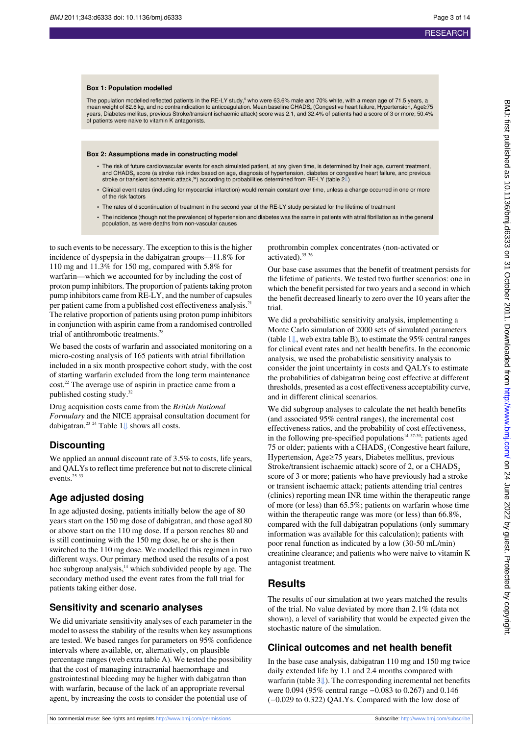**Box 1: Population modelled**

The population modelled reflected patients in the RE-LY study,[6] who were 63.6% male and 70% white, with a mean age of 71.5 years, a mean weight of 82.6 kg, and no contraindication to anticoagulation. Mean baseline $CHADS_2$ (Congestive heart failure, Hypertension, Age≥75 years, Diabetes mellitus, previous Stroke/transient ischaemic attack) score was 2.1, and 32.4% of patients had a score of 3 or more; 50.4% of patients were naive to vitamin K antagonists.

**Box 2: Assumptions made in constructing model**

- The risk of future cardiovascular events for each simulated patient, at any given time, is determined by their age, current treatment, and $CHADS_2$ score (a stroke risk index based on age, diagnosis of hypertension, diabetes or congestive heart failure, and previous stroke or transient ischaemic attack,[34]) according to probabilities determined from RE-LY (table 2)
- Clinical event rates (including for myocardial infarction) would remain constant over time, unless a change occurred in one or more of the risk factors
- The rates of discontinuation of treatment in the second year of the RE-LY study persisted for the lifetime of treatment
- The incidence (though not the prevalence) of hypertension and diabetes was the same in patients with atrial fibrillation as in the general population, as were deaths from non-vascular causes

to such events to be necessary. The exception to this is the higher incidence of dyspepsia in the dabigatran groups—11.8% for 110 mg and 11.3% for 150 mg, compared with 5.8% for warfarin—which we accounted for by including the cost of proton pump inhibitors. The proportion of patients taking proton pump inhibitors came from RE-LY, and the number of capsules per patient came from a published cost effectiveness analysis.[21] The relative proportion of patients using proton pump inhibitors in conjunction with aspirin came from a randomised controlled trial of antithrombotic treatments.[28]

We based the costs of warfarin and associated monitoring on a micro-costing analysis of 165 patients with atrial fibrillation included in a six month prospective cohort study, with the cost of starting warfarin excluded from the long term maintenance cost.[22] The average use of aspirin in practice came from a published costing study.[32]

Drug acquisition costs came from the *British National Formulary* and the NICE appraisal consultation document for dabigatran.[23 24] Table 1 shows all costs.

## Discounting

We applied an annual discount rate of 3.5% to costs, life years, and QALYs to reflect time preference but not to discrete clinical events.[25 33]

## Age adjusted dosing

In age adjusted dosing, patients initially below the age of 80 years start on the 150 mg dose of dabigatran, and those aged 80 or above start on the 110 mg dose. If a person reaches 80 and is still continuing with the 150 mg dose, he or she is then switched to the 110 mg dose. We modelled this regimen in two different ways. Our primary method used the results of a post hoc subgroup analysis,[14] which subdivided people by age. The secondary method used the event rates from the full trial for patients taking either dose.

## Sensitivity and scenario analyses

We did univariate sensitivity analyses of each parameter in the model to assess the stability of the results when key assumptions are tested. We based ranges for parameters on 95% confidence intervals where available, or, alternatively, on plausible percentage ranges (web extra table A). We tested the possibility that the cost of managing intracranial haemorrhage and gastrointestinal bleeding may be higher with dabigatran than with warfarin, because of the lack of an appropriate reversal agent, by increasing the costs to consider the potential use of prothrombin complex concentrates (non-activated or activated).[35 36]

Our base case assumes that the benefit of treatment persists for the lifetime of patients. We tested two further scenarios: one in which the benefit persisted for two years and a second in which the benefit decreased linearly to zero over the 10 years after the trial.

We did a probabilistic sensitivity analysis, implementing a Monte Carlo simulation of 2000 sets of simulated parameters (table 1, web extra table B), to estimate the 95% central ranges for clinical event rates and net health benefits. In the economic analysis, we used the probabilistic sensitivity analysis to consider the joint uncertainty in costs and QALYs to estimate the probabilities of dabigatran being cost effective at different thresholds, presented as a cost effectiveness acceptability curve, and in different clinical scenarios.

We did subgroup analyses to calculate the net health benefits (and associated 95% central ranges), the incremental cost effectiveness ratios, and the probability of cost effectiveness, in the following pre-specified populations[14 37-39]: patients aged 75 or older; patients with a $CHADS_2$ (Congestive heart failure, Hypertension, Age≥75 years, Diabetes mellitus, previous Stroke/transient ischaemic attack) score of 2, or a $CHADS_2$ score of 3 or more; patients who have previously had a stroke or transient ischaemic attack; patients attending trial centres (clinics) reporting mean INR time within the therapeutic range of more (or less) than 65.5%; patients on warfarin whose time within the therapeutic range was more (or less) than 66.8%, compared with the full dabigatran populations (only summary information was available for this calculation); patients with poor renal function as indicated by a low (30-50 mL/min) creatinine clearance; and patients who were naive to vitamin K antagonist treatment.

## Results

The results of our simulation at two years matched the results of the trial. No value deviated by more than 2.1% (data not shown), a level of variability that would be expected given the stochastic nature of the simulation.

## Clinical outcomes and net health benefit

In the base case analysis, dabigatran 110 mg and 150 mg twice daily extended life by 1.1 and 2.4 months compared with warfarin (table 3). The corresponding incremental net benefits were 0.094 (95% central range −0.083 to 0.267) and 0.146 (−0.029 to 0.322) QALYs. Compared with the low dose of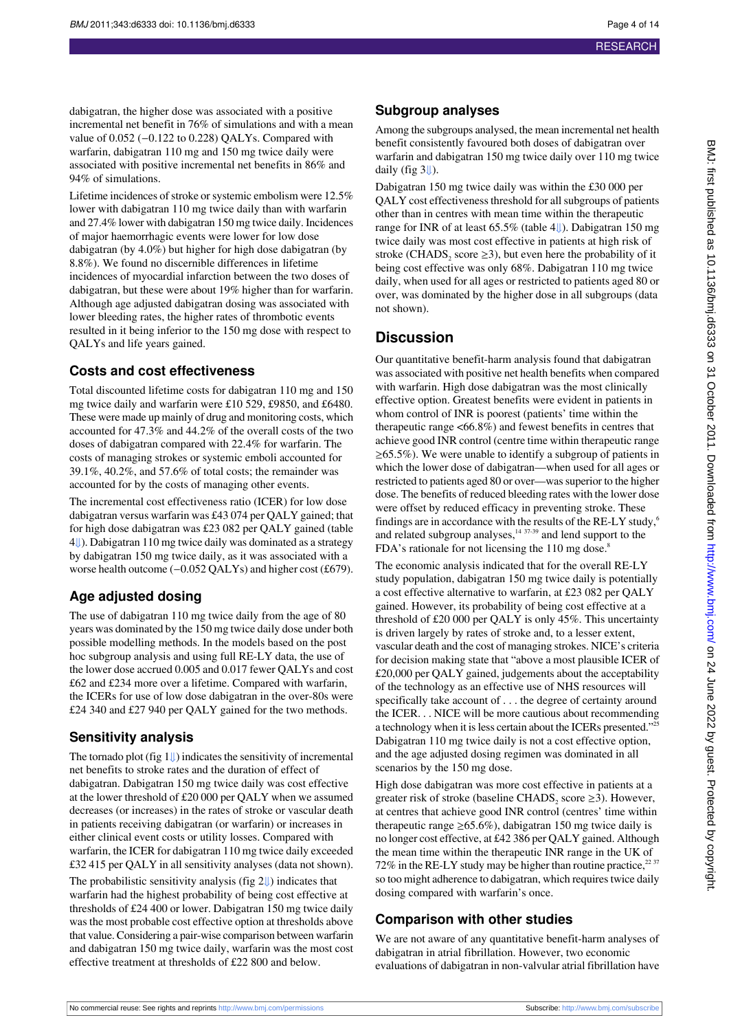dabigatran, the higher dose was associated with a positive incremental net benefit in 76% of simulations and with a mean value of 0.052 (−0.122 to 0.228) QALYs. Compared with warfarin, dabigatran 110 mg and 150 mg twice daily were associated with positive incremental net benefits in 86% and 94% of simulations.

Lifetime incidences of stroke or systemic embolism were 12.5% lower with dabigatran 110 mg twice daily than with warfarin and 27.4% lower with dabigatran 150 mg twice daily. Incidences of major haemorrhagic events were lower for low dose dabigatran (by 4.0%) but higher for high dose dabigatran (by 8.8%). We found no discernible differences in lifetime incidences of myocardial infarction between the two doses of dabigatran, but these were about 19% higher than for warfarin. Although age adjusted dabigatran dosing was associated with lower bleeding rates, the higher rates of thrombotic events resulted in it being inferior to the 150 mg dose with respect to QALYs and life years gained.

## Costs and cost effectiveness

Total discounted lifetime costs for dabigatran 110 mg and 150 mg twice daily and warfarin were £10 529, £9850, and £6480. These were made up mainly of drug and monitoring costs, which accounted for 47.3% and 44.2% of the overall costs of the two doses of dabigatran compared with 22.4% for warfarin. The costs of managing strokes or systemic emboli accounted for 39.1%, 40.2%, and 57.6% of total costs; the remainder was accounted for by the costs of managing other events.

The incremental cost effectiveness ratio (ICER) for low dose dabigatran versus warfarin was £43 074 per QALY gained; that for high dose dabigatran was £23 082 per QALY gained (table 4). Dabigatran 110 mg twice daily was dominated as a strategy by dabigatran 150 mg twice daily, as it was associated with a worse health outcome (−0.052 QALYs) and higher cost (£679).

## Age adjusted dosing

The use of dabigatran 110 mg twice daily from the age of 80 years was dominated by the 150 mg twice daily dose under both possible modelling methods. In the models based on the post hoc subgroup analysis and using full RE-LY data, the use of the lower dose accrued 0.005 and 0.017 fewer QALYs and cost £62 and £234 more over a lifetime. Compared with warfarin, the ICERs for use of low dose dabigatran in the over-80s were £24 340 and £27 940 per QALY gained for the two methods.

## Sensitivity analysis

The tornado plot (fig 1) indicates the sensitivity of incremental net benefits to stroke rates and the duration of effect of dabigatran. Dabigatran 150 mg twice daily was cost effective at the lower threshold of £20 000 per QALY when we assumed decreases (or increases) in the rates of stroke or vascular death in patients receiving dabigatran (or warfarin) or increases in either clinical event costs or utility losses. Compared with warfarin, the ICER for dabigatran 110 mg twice daily exceeded £32 415 per QALY in all sensitivity analyses (data not shown).

The probabilistic sensitivity analysis (fig 2) indicates that warfarin had the highest probability of being cost effective at thresholds of £24 400 or lower. Dabigatran 150 mg twice daily was the most probable cost effective option at thresholds above that value. Considering a pair-wise comparison between warfarin and dabigatran 150 mg twice daily, warfarin was the most cost effective treatment at thresholds of £22 800 and below.

## Subgroup analyses

Among the subgroups analysed, the mean incremental net health benefit consistently favoured both doses of dabigatran over warfarin and dabigatran 150 mg twice daily over 110 mg twice daily (fig 3).

Dabigatran 150 mg twice daily was within the £30 000 per QALY cost effectiveness threshold for all subgroups of patients other than in centres with mean time within the therapeutic range for INR of at least 65.5% (table 4). Dabigatran 150 mg twice daily was most cost effective in patients at high risk of stroke ($CHADS_2$ score ≥3), but even here the probability of it being cost effective was only 68%. Dabigatran 110 mg twice daily, when used for all ages or restricted to patients aged 80 or over, was dominated by the higher dose in all subgroups (data not shown).

## Discussion

Our quantitative benefit-harm analysis found that dabigatran was associated with positive net health benefits when compared with warfarin. High dose dabigatran was the most clinically effective option. Greatest benefits were evident in patients in whom control of INR is poorest (patients' time within the therapeutic range <66.8%) and fewest benefits in centres that achieve good INR control (centre time within therapeutic range ≥65.5%). We were unable to identify a subgroup of patients in which the lower dose of dabigatran—when used for all ages or restricted to patients aged 80 or over—was superior to the higher dose. The benefits of reduced bleeding rates with the lower dose were offset by reduced efficacy in preventing stroke. These findings are in accordance with the results of the RE-LY study,[6] and related subgroup analyses,[14 37-39] and lend support to the FDA's rationale for not licensing the 110 mg dose.[8]

The economic analysis indicated that for the overall RE-LY study population, dabigatran 150 mg twice daily is potentially a cost effective alternative to warfarin, at £23 082 per QALY gained. However, its probability of being cost effective at a threshold of £20 000 per QALY is only 45%. This uncertainty is driven largely by rates of stroke and, to a lesser extent, vascular death and the cost of managing strokes. NICE's criteria for decision making state that "above a most plausible ICER of £20,000 per QALY gained, judgements about the acceptability of the technology as an effective use of NHS resources will specifically take account of . . . the degree of certainty around the ICER. . . NICE will be more cautious about recommending a technology when it is less certain about the ICERs presented."[25] Dabigatran 110 mg twice daily is not a cost effective option, and the age adjusted dosing regimen was dominated in all scenarios by the 150 mg dose.

High dose dabigatran was more cost effective in patients at a greater risk of stroke (baseline $CHADS_2$ score ≥3). However, at centres that achieve good INR control (centres' time within therapeutic range ≥65.6%), dabigatran 150 mg twice daily is no longer cost effective, at £42 386 per QALY gained. Although the mean time within the therapeutic INR range in the UK of 72% in the RE-LY study may be higher than routine practice,[22 37] so too might adherence to dabigatran, which requires twice daily dosing compared with warfarin's once.

## Comparison with other studies

We are not aware of any quantitative benefit-harm analyses of dabigatran in atrial fibrillation. However, two economic evaluations of dabigatran in non-valvular atrial fibrillation have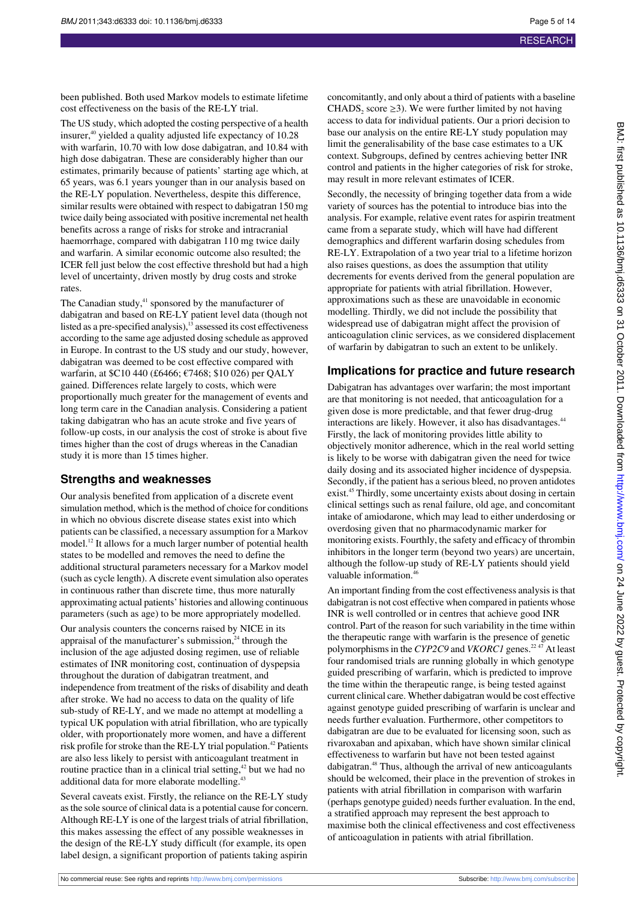been published. Both used Markov models to estimate lifetime cost effectiveness on the basis of the RE-LY trial.

The US study, which adopted the costing perspective of a health insurer,[40] yielded a quality adjusted life expectancy of 10.28 with warfarin, 10.70 with low dose dabigatran, and 10.84 with high dose dabigatran. These are considerably higher than our estimates, primarily because of patients' starting age which, at 65 years, was 6.1 years younger than in our analysis based on the RE-LY population. Nevertheless, despite this difference, similar results were obtained with respect to dabigatran 150 mg twice daily being associated with positive incremental net health benefits across a range of risks for stroke and intracranial haemorrhage, compared with dabigatran 110 mg twice daily and warfarin. A similar economic outcome also resulted; the ICER fell just below the cost effective threshold but had a high level of uncertainty, driven mostly by drug costs and stroke rates.

The Canadian study,[41] sponsored by the manufacturer of dabigatran and based on RE-LY patient level data (though not listed as a pre-specified analysis),[13] assessed its cost effectiveness according to the same age adjusted dosing schedule as approved in Europe. In contrast to the US study and our study, however, dabigatran was deemed to be cost effective compared with warfarin, at \$C10 440 (£6466; €7468; \$10 026) per QALY gained. Differences relate largely to costs, which were proportionally much greater for the management of events and long term care in the Canadian analysis. Considering a patient taking dabigatran who has an acute stroke and five years of follow-up costs, in our analysis the cost of stroke is about five times higher than the cost of drugs whereas in the Canadian study it is more than 15 times higher.

## Strengths and weaknesses

Our analysis benefited from application of a discrete event simulation method, which is the method of choice for conditions in which no obvious discrete disease states exist into which patients can be classified, a necessary assumption for a Markov model.[12] It allows for a much larger number of potential health states to be modelled and removes the need to define the additional structural parameters necessary for a Markov model (such as cycle length). A discrete event simulation also operates in continuous rather than discrete time, thus more naturally approximating actual patients' histories and allowing continuous parameters (such as age) to be more appropriately modelled.

Our analysis counters the concerns raised by NICE in its appraisal of the manufacturer's submission,[24] through the inclusion of the age adjusted dosing regimen, use of reliable estimates of INR monitoring cost, continuation of dyspepsia throughout the duration of dabigatran treatment, and independence from treatment of the risks of disability and death after stroke. We had no access to data on the quality of life sub-study of RE-LY, and we made no attempt at modelling a typical UK population with atrial fibrillation, who are typically older, with proportionately more women, and have a different risk profile for stroke than the RE-LY trial population.[42] Patients are also less likely to persist with anticoagulant treatment in routine practice than in a clinical trial setting,[42] but we had no additional data for more elaborate modelling.[43]

Several caveats exist. Firstly, the reliance on the RE-LY study as the sole source of clinical data is a potential cause for concern. Although RE-LY is one of the largest trials of atrial fibrillation, this makes assessing the effect of any possible weaknesses in the design of the RE-LY study difficult (for example, its open label design, a significant proportion of patients taking aspirin concomitantly, and only about a third of patients with a baseline $CHADS_2$ score ≥3). We were further limited by not having access to data for individual patients. Our a priori decision to base our analysis on the entire RE-LY study population may limit the generalisability of the base case estimates to a UK context. Subgroups, defined by centres achieving better INR control and patients in the higher categories of risk for stroke, may result in more relevant estimates of ICER.

Secondly, the necessity of bringing together data from a wide variety of sources has the potential to introduce bias into the analysis. For example, relative event rates for aspirin treatment came from a separate study, which will have had different demographics and different warfarin dosing schedules from RE-LY. Extrapolation of a two year trial to a lifetime horizon also raises questions, as does the assumption that utility decrements for events derived from the general population are appropriate for patients with atrial fibrillation. However, approximations such as these are unavoidable in economic modelling. Thirdly, we did not include the possibility that widespread use of dabigatran might affect the provision of anticoagulation clinic services, as we considered displacement of warfarin by dabigatran to such an extent to be unlikely.

## Implications for practice and future research

Dabigatran has advantages over warfarin; the most important are that monitoring is not needed, that anticoagulation for a given dose is more predictable, and that fewer drug-drug interactions are likely. However, it also has disadvantages.[44] Firstly, the lack of monitoring provides little ability to objectively monitor adherence, which in the real world setting is likely to be worse with dabigatran given the need for twice daily dosing and its associated higher incidence of dyspepsia. Secondly, if the patient has a serious bleed, no proven antidotes exist.[45] Thirdly, some uncertainty exists about dosing in certain clinical settings such as renal failure, old age, and concomitant intake of amiodarone, which may lead to either underdosing or overdosing given that no pharmacodynamic marker for monitoring exists. Fourthly, the safety and efficacy of thrombin inhibitors in the longer term (beyond two years) are uncertain, although the follow-up study of RE-LY patients should yield valuable information.[46]

An important finding from the cost effectiveness analysis is that dabigatran is not cost effective when compared in patients whose INR is well controlled or in centres that achieve good INR control. Part of the reason for such variability in the time within the therapeutic range with warfarin is the presence of genetic polymorphisms in the *CYP2C9* and *VKORC1* genes.[22,47] At least four randomised trials are running globally in which genotype guided prescribing of warfarin, which is predicted to improve the time within the therapeutic range, is being tested against current clinical care. Whether dabigatran would be cost effective against genotype guided prescribing of warfarin is unclear and needs further evaluation. Furthermore, other competitors to dabigatran are due to be evaluated for licensing soon, such as rivaroxaban and apixaban, which have shown similar clinical effectiveness to warfarin but have not been tested against dabigatran.[48] Thus, although the arrival of new anticoagulants should be welcomed, their place in the prevention of strokes in patients with atrial fibrillation in comparison with warfarin (perhaps genotype guided) needs further evaluation. In the end, a stratified approach may represent the best approach to maximise both the clinical effectiveness and cost effectiveness of anticoagulation in patients with atrial fibrillation.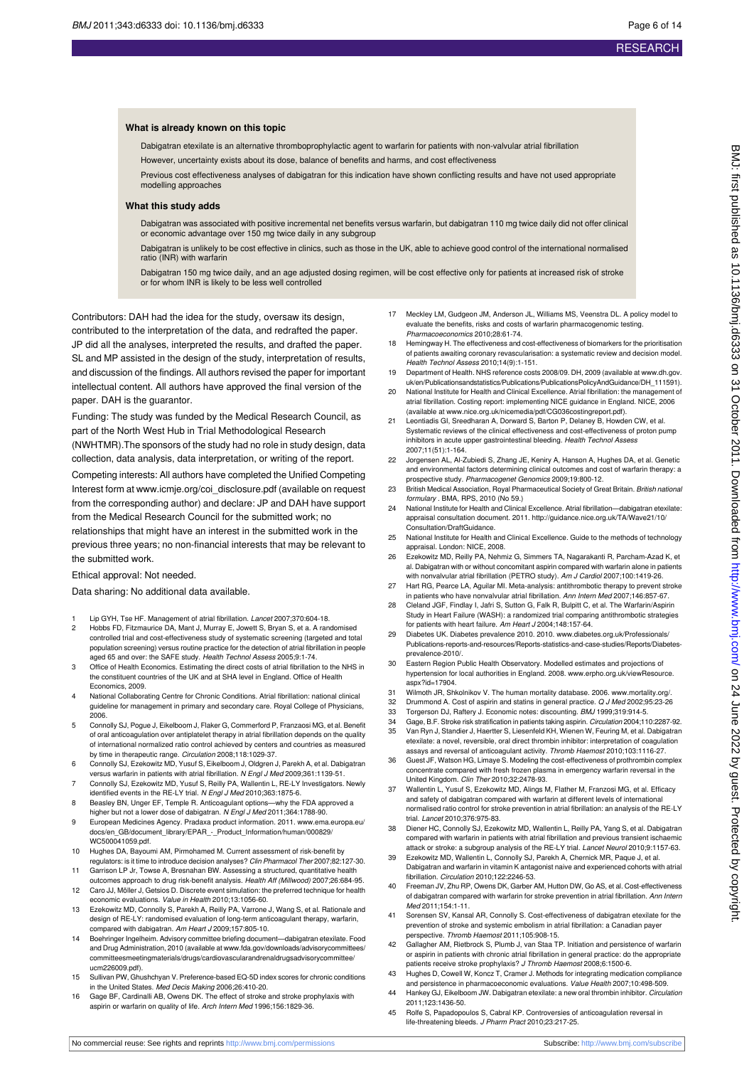### What is already known on this topic

Dabigatran etexilate is an alternative thromboprophylactic agent to warfarin for patients with non-valvular atrial fibrillation

However, uncertainty exists about its dose, balance of benefits and harms, and cost effectiveness

Previous cost effectiveness analyses of dabigatran for this indication have shown conflicting results and have not used appropriate modelling approaches

### What this study adds

Dabigatran was associated with positive incremental net benefits versus warfarin, but dabigatran 110 mg twice daily did not offer clinical or economic advantage over 150 mg twice daily in any subgroup

Dabigatran is unlikely to be cost effective in clinics, such as those in the UK, able to achieve good control of the international normalised ratio (INR) with warfarin

Dabigatran 150 mg twice daily, and an age adjusted dosing regimen, will be cost effective only for patients at increased risk of stroke or for whom INR is likely to be less well controlled

Contributors: DAH had the idea for the study, oversaw its design, contributed to the interpretation of the data, and redrafted the paper. JP did all the analyses, interpreted the results, and drafted the paper. SL and MP assisted in the design of the study, interpretation of results, and discussion of the findings. All authors revised the paper for important intellectual content. All authors have approved the final version of the paper. DAH is the guarantor.

Funding: The study was funded by the Medical Research Council, as part of the North West Hub in Trial Methodological Research (NWHTMR).The sponsors of the study had no role in study design, data collection, data analysis, data interpretation, or writing of the report.

Competing interests: All authors have completed the Unified Competing Interest form at www.icmje.org/coi_disclosure.pdf (available on request from the corresponding author) and declare: JP and DAH have support from the Medical Research Council for the submitted work; no relationships that might have an interest in the submitted work in the previous three years; no non-financial interests that may be relevant to the submitted work.

Ethical approval: Not needed.

Data sharing: No additional data available.

1. Lip GYH, Tse HF. Management of atrial fibrillation. *Lancet* 2007;370:604-18.
2. Hobbs FD, Fitzmaurice DA, Mant J, Murray E, Jowett S, Bryan S, et a. A randomised controlled trial and cost-effectiveness study of systematic screening (targeted and total population screening) versus routine practice for the detection of atrial fibrillation in people aged 65 and over: the SAFE study. *Health Technol Assess* 2005;9:1-74.
3. Office of Health Economics. Estimating the direct costs of atrial fibrillation to the NHS in the constituent countries of the UK and at SHA level in England. Office of Health Economics, 2009.
4. National Collaborating Centre for Chronic Conditions. Atrial fibrillation: national clinical guideline for management in primary and secondary care. Royal College of Physicians, 2006.
5. Connolly SJ, Pogue J, Eikelboom J, Flaker G, Commerford P, Franzaosi MG, et al. Benefit of oral anticoagulation over antiplatelet therapy in atrial fibrillation depends on the quality of international normalized ratio control achieved by centers and countries as measured by time in therapeutic range. *Circulation* 2008;118:1029-37.
6. Connolly SJ, Ezekowitz MD, Yusuf S, Eikelboom J, Oldgren J, Parekh A, et al. Dabigatran versus warfarin in patients with atrial fibrillation. *N Engl J Med* 2009;361:1139-51.
7. Connolly SJ, Ezekowitz MD, Yusuf S, Reilly PA, Wallentin L, RE-LY Investigators. Newly identified events in the RE-LY trial. *N Engl J Med* 2010;363:1875-6.
8. Beasley BN, Unger EF, Temple R. Anticoagulant options—why the FDA approved a higher but not a lower dose of dabigatran. *N Engl J Med* 2011;364:1788-90.
9. European Medicines Agency. Pradaxa product information. 2011. www.ema.europa.eu/docs/en_GB/document_library/EPAR_-_Product_Information/human/000829/WC500041059.pdf.
10. Hughes DA, Bayoumi AM, Pirmohamed M. Current assessment of risk-benefit by regulators: is it time to introduce decision analyses? *Clin Pharmacol Ther* 2007;82:127-30.
11. Garrison LP Jr, Towse A, Bresnahan BW. Assessing a structured, quantitative health outcomes approach to drug risk-benefit analysis. *Health Aff (Millwood)* 2007;26:684-95.
12. Caro JJ, Möller J, Getsios D. Discrete event simulation: the preferred technique for health economic evaluations. *Value in Health* 2010;13:1056-60.
13. Ezekowitz MD, Connolly S, Parekh A, Reilly PA, Varrone J, Wang S, et al. Rationale and design of RE-LY: randomised evaluation of long-term anticoagulant therapy, warfarin, compared with dabigatran. *Am Heart J* 2009;157:805-10.
14. Boehringer Ingelheim. Advisory committee briefing document—dabigatran etexilate. Food and Drug Administration, 2010 (available at www.fda.gov/downloads/advisorycommittees/committeesmeetingmaterials/drugs/cardiovascularandrenaldrugsadvisorycommittee/ucm226009.pdf).
15. Sullivan PW, Ghushchyan V. Preference-based EQ-5D index scores for chronic conditions in the United States. *Med Decis Making* 2006;26:410-20.
16. Gage BF, Cardinalli AB, Owens DK. The effect of stroke and stroke prophylaxis with aspirin or warfarin on quality of life. *Arch Intern Med* 1996;156:1829-36.
17. Meckley LM, Gudgeon JM, Anderson JL, Williams MS, Veenstra DL. A policy model to evaluate the benefits, risks and costs of warfarin pharmacogenomic testing. *Pharmacoeconomics* 2010;28:61-74.
18. Hemingway H. The effectiveness and cost-effectiveness of biomarkers for the prioritisation of patients awaiting coronary revascularisation: a systematic review and decision model. *Health Technol Assess* 2010;14(9):1-151.
19. Department of Health. NHS reference costs 2008/09. DH, 2009 (available at www.dh.gov.uk/en/Publicationsandstatistics/Publications/PublicationsPolicyAndGuidance/DH_111591).
20. National Institute for Health and Clinical Excellence. Atrial fibrillation: the management of atrial fibrillation. Costing report: implementing NICE guidance in England. NICE, 2006 (available at www.nice.org.uk/nicemedia/pdf/CG036costingreport.pdf).
21. Leontiadis GI, Sreedharan A, Dorward S, Barton P, Delaney B, Howden CW, et al. Systematic reviews of the clinical effectiveness and cost-effectiveness of proton pump inhibitors in acute upper gastrointestinal bleeding. *Health Technol Assess* 2007;11(51):1-164.
22. Jorgensen AL, Al-Zubiedi S, Zhang JE, Keniry A, Hanson A, Hughes DA, et al. Genetic and environmental factors determining clinical outcomes and cost of warfarin therapy: a prospective study. *Pharmacogenet Genomics* 2009;19:800-12.
23. British Medical Association, Royal Pharmaceutical Society of Great Britain. *British national formulary*. BMA, RPS, 2010 (No 59.)
24. National Institute for Health and Clinical Excellence. Atrial fibrillation—dabigatran etexilate: appraisal consultation document. 2011. http://guidance.nice.org.uk/TA/Wave21/10/Consultation/DraftGuidance.
25. National Institute for Health and Clinical Excellence. Guide to the methods of technology appraisal. London: NICE, 2008.
26. Ezekowitz MD, Reilly PA, Nehmiz G, Simmers TA, Nagarakanti R, Parcham-Azad K, et al. Dabigatran with or without concomitant aspirin compared with warfarin alone in patients with nonvalvular atrial fibrillation (PETRO study). *Am J Cardiol* 2007;100:1419-26.
27. Hart RG, Pearce LA, Aguilar MI. Meta-analysis: antithrombotic therapy to prevent stroke in patients who have nonvalvular atrial fibrillation. *Ann Intern Med* 2007;146:857-67.
28. Cleland JGF, Findlay I, Jafri S, Sutton G, Falk R, Bulpitt C, et al. The Warfarin/Aspirin Study in Heart Failure (WASH): a randomized trial comparing antithrombotic strategies for patients with heart failure. *Am Heart J* 2004;148:157-64.
29. Diabetes UK. Diabetes prevalence 2010. 2010. www.diabetes.org.uk/Professionals/Publications-reports-and-resources/Reports-statistics-and-case-studies/Reports/Diabetes-prevalence-2010/.
30. Eastern Region Public Health Observatory. Modelled estimates and projections of hypertension for local authorities in England. 2008. www.erpho.org.uk/viewResource.aspx?id=17904.
31. Wilmoth JR, Shkolnikov V. The human mortality database. 2006. www.mortality.org/.
32. Drummond A. Cost of aspirin and statins in general practice. *Q J Med* 2002;95:23-26
33. Torgerson DJ, Raftery J. Economic notes: discounting. *BMJ* 1999;319:914-5.
34. Gage, B.F. Stroke risk stratification in patients taking aspirin. *Circulation* 2004;110:2287-92.
35. Van Ryn J, Standier J, Haertter S, Liesenfeld KH, Wienen W, Feuring M, et al. Dabigatran etexilate: a novel, reversible, oral direct thrombin inhibitor: interpretation of coagulation assays and reversal of anticoagulant activity. *Thromb Haemost* 2010;103:1116-27.
36. Guest JF, Watson HG, Limaye S. Modeling the cost-effectiveness of prothrombin complex concentrate compared with fresh frozen plasma in emergency warfarin reversal in the United Kingdom. *Clin Ther* 2010;32:2478-93.
37. Wallentin L, Yusuf S, Ezekowitz MD, Alings M, Flather M, Franzosi MG, et al. Efficacy and safety of dabigatran compared with warfarin at different levels of international normalised ratio control for stroke prevention in atrial fibrillation: an analysis of the RE-LY trial. *Lancet* 2010;376:975-83.
38. Diener HC, Connolly SJ, Ezekowitz MD, Wallentin L, Reilly PA, Yang S, et al. Dabigatran compared with warfarin in patients with atrial fibrillation and previous transient ischaemic attack or stroke: a subgroup analysis of the RE-LY trial. *Lancet Neurol* 2010;9:1157-63.
39. Ezekowitz MD, Wallentin L, Connolly SJ, Parekh A, Chernick MR, Paque J, et al. Dabigatran and warfarin in vitamin K antagonist naive and experienced cohorts with atrial fibrillation. *Circulation* 2010;122:2246-53.
40. Freeman JV, Zhu RP, Owens DK, Garber AM, Hutton DW, Go AS, et al. Cost-effectiveness of dabigatran compared with warfarin for stroke prevention in atrial fibrillation. *Ann Intern Med* 2011;154:1-11.
41. Sorensen SV, Kansal AR, Connolly S. Cost-effectiveness of dabigatran etexilate for the prevention of stroke and systemic embolism in atrial fibrillation: a Canadian payer perspective. *Thromb Haemost* 2011;105:908-15.
42. Gallagher AM, Rietbrock S, Plumb J, van Staa TP. Initiation and persistence of warfarin or aspirin in patients with chronic atrial fibrillation in general practice: do the appropriate patients receive stroke prophylaxis? *J Thromb Haemost* 2008;6:1500-6.
43. Hughes D, Cowell W, Koncz T, Cramer J. Methods for integrating medication compliance and persistence in pharmacoeconomic evaluations. *Value Health* 2007;10:498-509.
44. Hankey GJ, Eikelboom JW. Dabigatran etexilate: a new oral thrombin inhibitor. *Circulation* 2011;123:1436-50.
45. Rolfe S, Papadopoulos S, Cabral KP. Controversies of anticoagulation reversal in life-threatening bleeds. *J Pharm Pract* 2010;23:217-25.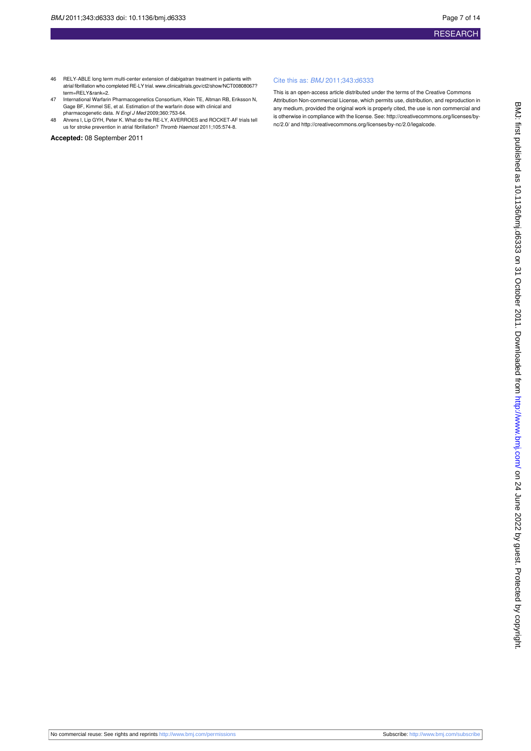46 RELY-ABLE long term multi-center extension of dabigatran treatment in patients with atrial fibrillation who completed RE-LY trial. www.clinicaltrials.gov/ct2/show/NCT00808067?term=RELY&rank=2.

47 International Warfarin Pharmacogenetics Consortium, Klein TE, Altman RB, Eriksson N, Gage BF, Kimmel SE, et al. Estimation of the warfarin dose with clinical and pharmacogenetic data. *N Engl J Med* 2009;360:753-64.

48 Ahrens I, Lip GYH, Peter K. What do the RE-LY, AVERROES and ROCKET-AF trials tell us for stroke prevention in atrial fibrillation? *Thromb Haemost* 2011;105:574-8.

**Accepted:** 08 September 2011

Cite this as: *BMJ* 2011;343:d6333

This is an open-access article distributed under the terms of the Creative Commons Attribution Non-commercial License, which permits use, distribution, and reproduction in any medium, provided the original work is properly cited, the use is non commercial and is otherwise in compliance with the license. See: http://creativecommons.org/licenses/by-nc/2.0/ and http://creativecommons.org/licenses/by-nc/2.0/legalcode.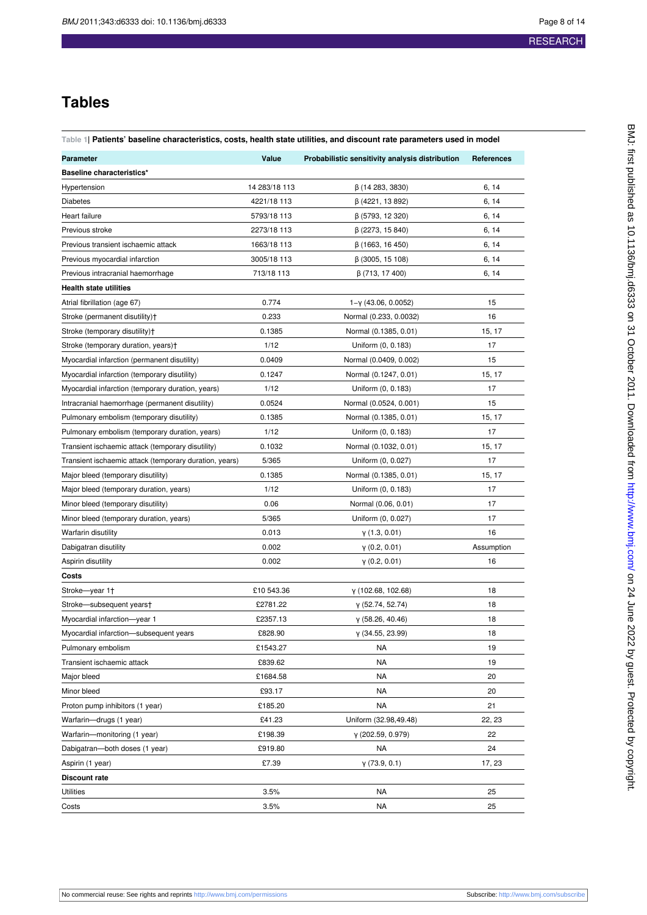# Tables

**Table 1| Patients' baseline characteristics, costs, health state utilities, and discount rate parameters used in model**

| Parameter | Value | Probabilistic sensitivity analysis distribution | References |
|---|---|---|---|
| **Baseline characteristics*** | | | |
| Hypertension | 14 283/18 113 | β (14 283, 3830) | 6, 14 |
| Diabetes | 4221/18 113 | β (4221, 13 892) | 6, 14 |
| Heart failure | 5793/18 113 | β (5793, 12 320) | 6, 14 |
| Previous stroke | 2273/18 113 | β (2273, 15 840) | 6, 14 |
| Previous transient ischaemic attack | 1663/18 113 | β (1663, 16 450) | 6, 14 |
| Previous myocardial infarction | 3005/18 113 | β (3005, 15 108) | 6, 14 |
| Previous intracranial haemorrhage | 713/18 113 | β (713, 17 400) | 6, 14 |
| **Health state utilities** | | | |
| Atrial fibrillation (age 67) | 0.774 | 1−γ (43.06, 0.0052) | 15 |
| Stroke (permanent disutility)† | 0.233 | Normal (0.233, 0.0032) | 16 |
| Stroke (temporary disutility)† | 0.1385 | Normal (0.1385, 0.01) | 15, 17 |
| Stroke (temporary duration, years)† | 1/12 | Uniform (0, 0.183) | 17 |
| Myocardial infarction (permanent disutility) | 0.0409 | Normal (0.0409, 0.002) | 15 |
| Myocardial infarction (temporary disutility) | 0.1247 | Normal (0.1247, 0.01) | 15, 17 |
| Myocardial infarction (temporary duration, years) | 1/12 | Uniform (0, 0.183) | 17 |
| Intracranial haemorrhage (permanent disutility) | 0.0524 | Normal (0.0524, 0.001) | 15 |
| Pulmonary embolism (temporary disutility) | 0.1385 | Normal (0.1385, 0.01) | 15, 17 |
| Pulmonary embolism (temporary duration, years) | 1/12 | Uniform (0, 0.183) | 17 |
| Transient ischaemic attack (temporary disutility) | 0.1032 | Normal (0.1032, 0.01) | 15, 17 |
| Transient ischaemic attack (temporary duration, years) | 5/365 | Uniform (0, 0.027) | 17 |
| Major bleed (temporary disutility) | 0.1385 | Normal (0.1385, 0.01) | 15, 17 |
| Major bleed (temporary duration, years) | 1/12 | Uniform (0, 0.183) | 17 |
| Minor bleed (temporary disutility) | 0.06 | Normal (0.06, 0.01) | 17 |
| Minor bleed (temporary duration, years) | 5/365 | Uniform (0, 0.027) | 17 |
| Warfarin disutility | 0.013 | γ (1.3, 0.01) | 16 |
| Dabigatran disutility | 0.002 | γ (0.2, 0.01) | Assumption |
| Aspirin disutility | 0.002 | γ (0.2, 0.01) | 16 |
| **Costs** | | | |
| Stroke—year 1† | £10 543.36 | γ (102.68, 102.68) | 18 |
| Stroke—subsequent years† | £2781.22 | γ (52.74, 52.74) | 18 |
| Myocardial infarction—year 1 | £2357.13 | γ (58.26, 40.46) | 18 |
| Myocardial infarction—subsequent years | £828.90 | γ (34.55, 23.99) | 18 |
| Pulmonary embolism | £1543.27 | NA | 19 |
| Transient ischaemic attack | £839.62 | NA | 19 |
| Major bleed | £1684.58 | NA | 20 |
| Minor bleed | £93.17 | NA | 20 |
| Proton pump inhibitors (1 year) | £185.20 | NA | 21 |
| Warfarin—drugs (1 year) | £41.23 | Uniform (32.98,49.48) | 22, 23 |
| Warfarin—monitoring (1 year) | £198.39 | γ (202.59, 0.979) | 22 |
| Dabigatran—both doses (1 year) | £919.80 | NA | 24 |
| Aspirin (1 year) | £7.39 | γ (73.9, 0.1) | 17, 23 |
| **Discount rate** | | | |
| Utilities | 3.5% | NA | 25 |
| Costs | 3.5% | NA | 25 |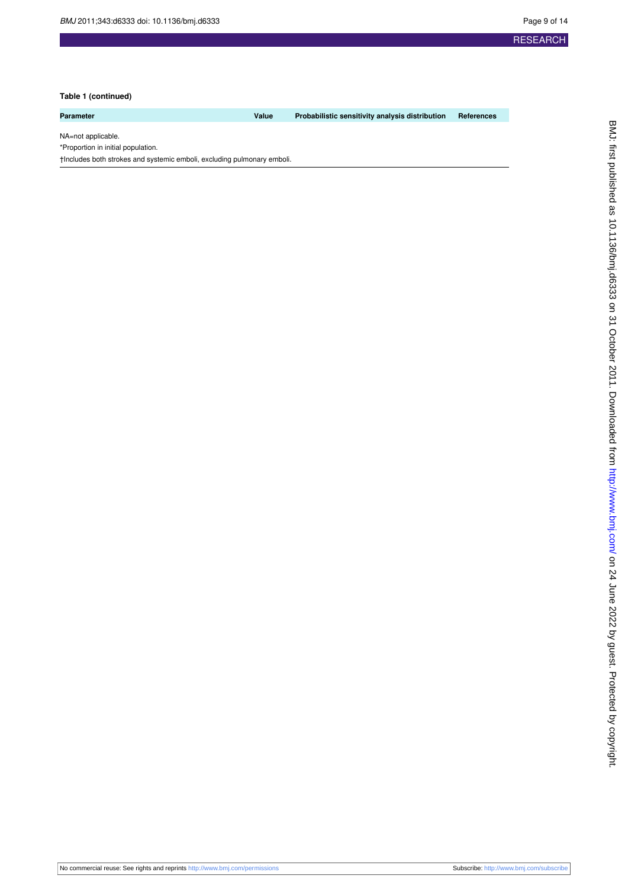**Table 1 (continued)**

| Parameter | Value | Probabilistic sensitivity analysis distribution | References |
|---|---|---|---|

NA=not applicable.

*Proportion in initial population.

†Includes both strokes and systemic emboli, excluding pulmonary emboli.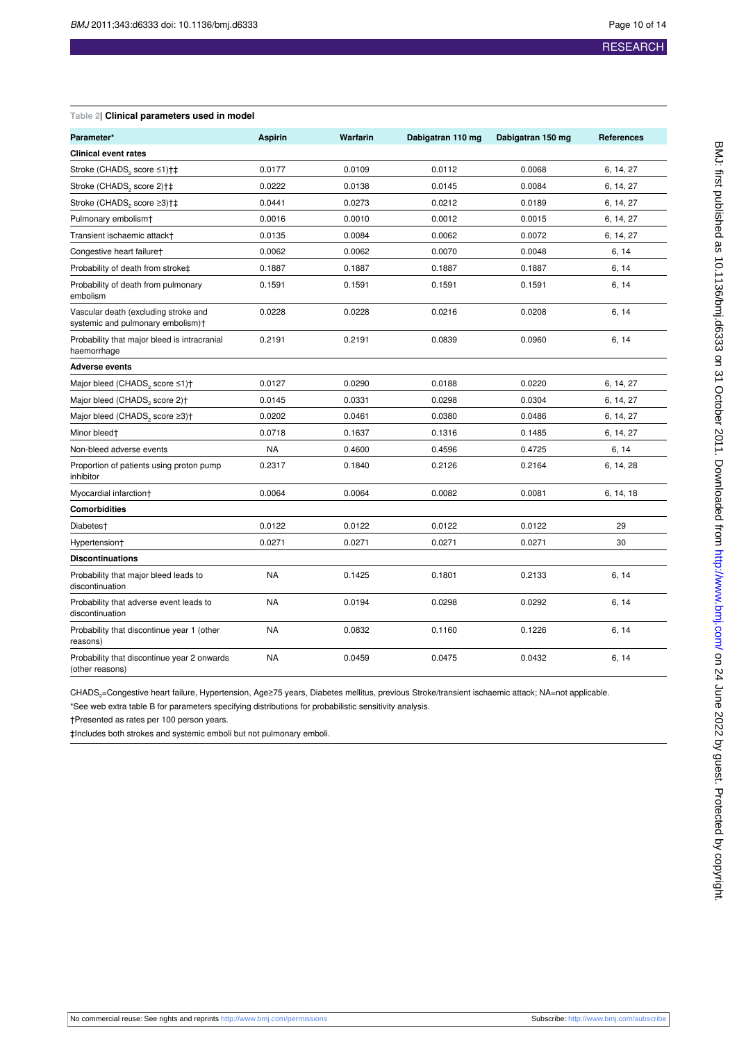**Table 2| Clinical parameters used in model**

| Parameter* | Aspirin | Warfarin | Dabigatran 110 mg | Dabigatran 150 mg | References |
|---|---|---|---|---|---|
| **Clinical event rates** | | | | | |
| Stroke ($CHADS_2$ score ≤1)†‡ | 0.0177 | 0.0109 | 0.0112 | 0.0068 | 6, 14, 27 |
| Stroke ($CHADS_2$ score 2)†‡ | 0.0222 | 0.0138 | 0.0145 | 0.0084 | 6, 14, 27 |
| Stroke ($CHADS_2$ score ≥3)†‡ | 0.0441 | 0.0273 | 0.0212 | 0.0189 | 6, 14, 27 |
| Pulmonary embolism† | 0.0016 | 0.0010 | 0.0012 | 0.0015 | 6, 14, 27 |
| Transient ischaemic attack† | 0.0135 | 0.0084 | 0.0062 | 0.0072 | 6, 14, 27 |
| Congestive heart failure† | 0.0062 | 0.0062 | 0.0070 | 0.0048 | 6, 14 |
| Probability of death from stroke‡ | 0.1887 | 0.1887 | 0.1887 | 0.1887 | 6, 14 |
| Probability of death from pulmonary embolism | 0.1591 | 0.1591 | 0.1591 | 0.1591 | 6, 14 |
| Vascular death (excluding stroke and systemic and pulmonary embolism)† | 0.0228 | 0.0228 | 0.0216 | 0.0208 | 6, 14 |
| Probability that major bleed is intracranial haemorrhage | 0.2191 | 0.2191 | 0.0839 | 0.0960 | 6, 14 |
| **Adverse events** | | | | | |
| Major bleed ($CHADS_2$ score ≤1)† | 0.0127 | 0.0290 | 0.0188 | 0.0220 | 6, 14, 27 |
| Major bleed ($CHADS_2$ score 2)† | 0.0145 | 0.0331 | 0.0298 | 0.0304 | 6, 14, 27 |
| Major bleed ($CHADS_2$ score ≥3)† | 0.0202 | 0.0461 | 0.0380 | 0.0486 | 6, 14, 27 |
| Minor bleed† | 0.0718 | 0.1637 | 0.1316 | 0.1485 | 6, 14, 27 |
| Non-bleed adverse events | NA | 0.4600 | 0.4596 | 0.4725 | 6, 14 |
| Proportion of patients using proton pump inhibitor | 0.2317 | 0.1840 | 0.2126 | 0.2164 | 6, 14, 28 |
| Myocardial infarction† | 0.0064 | 0.0064 | 0.0082 | 0.0081 | 6, 14, 18 |
| **Comorbidities** | | | | | |
| Diabetes† | 0.0122 | 0.0122 | 0.0122 | 0.0122 | 29 |
| Hypertension† | 0.0271 | 0.0271 | 0.0271 | 0.0271 | 30 |
| **Discontinuations** | | | | | |
| Probability that major bleed leads to discontinuation | NA | 0.1425 | 0.1801 | 0.2133 | 6, 14 |
| Probability that adverse event leads to discontinuation | NA | 0.0194 | 0.0298 | 0.0292 | 6, 14 |
| Probability that discontinue year 1 (other reasons) | NA | 0.0832 | 0.1160 | 0.1226 | 6, 14 |
| Probability that discontinue year 2 onwards (other reasons) | NA | 0.0459 | 0.0475 | 0.0432 | 6, 14 |

$CHADS_2$=Congestive heart failure, Hypertension, Age≥75 years, Diabetes mellitus, previous Stroke/transient ischaemic attack; NA=not applicable.

*See web extra table B for parameters specifying distributions for probabilistic sensitivity analysis.

†Presented as rates per 100 person years.

‡Includes both strokes and systemic emboli but not pulmonary emboli.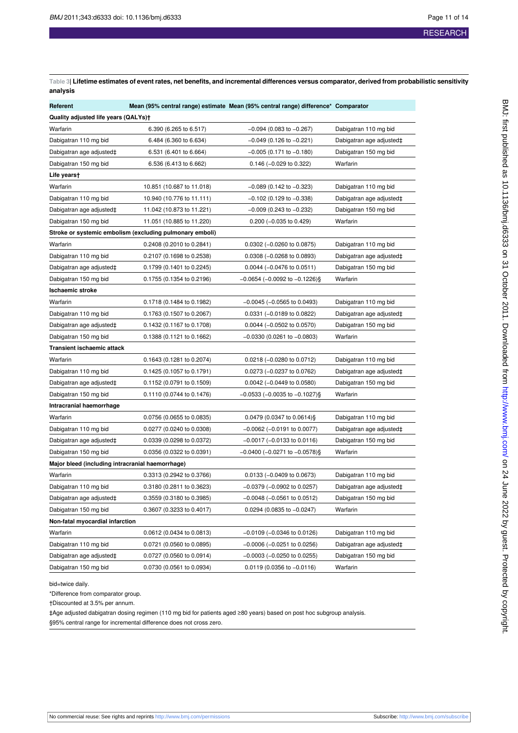**Table 3| Lifetime estimates of event rates, net benefits, and incremental differences versus comparator, derived from probabilistic sensitivity analysis**

| Referent | Mean (95% central range) estimate | Mean (95% central range) difference* | Comparator |
|---|---|---|---|
| **Quality adjusted life years (QALYs)†** | | | |
| Warfarin | 6.390 (6.265 to 6.517) | −0.094 (0.083 to −0.267) | Dabigatran 110 mg bid |
| Dabigatran 110 mg bid | 6.484 (6.360 to 6.634) | −0.049 (0.126 to −0.221) | Dabigatran age adjusted‡ |
| Dabigatran age adjusted‡ | 6.531 (6.401 to 6.664) | −0.005 (0.171 to −0.180) | Dabigatran 150 mg bid |
| Dabigatran 150 mg bid | 6.536 (6.413 to 6.662) | 0.146 (−0.029 to 0.322) | Warfarin |
| **Life years†** | | | |
| Warfarin | 10.851 (10.687 to 11.018) | −0.089 (0.142 to −0.323) | Dabigatran 110 mg bid |
| Dabigatran 110 mg bid | 10.940 (10.776 to 11.111) | −0.102 (0.129 to −0.338) | Dabigatran age adjusted‡ |
| Dabigatran age adjusted‡ | 11.042 (10.873 to 11.221) | −0.009 (0.243 to −0.232) | Dabigatran 150 mg bid |
| Dabigatran 150 mg bid | 11.051 (10.885 to 11.220) | 0.200 (−0.035 to 0.429) | Warfarin |
| **Stroke or systemic embolism (excluding pulmonary emboli)** | | | |
| Warfarin | 0.2408 (0.2010 to 0.2841) | 0.0302 (−0.0260 to 0.0875) | Dabigatran 110 mg bid |
| Dabigatran 110 mg bid | 0.2107 (0.1698 to 0.2538) | 0.0308 (−0.0268 to 0.0893) | Dabigatran age adjusted‡ |
| Dabigatran age adjusted‡ | 0.1799 (0.1401 to 0.2245) | 0.0044 (−0.0476 to 0.0511) | Dabigatran 150 mg bid |
| Dabigatran 150 mg bid | 0.1755 (0.1354 to 0.2196) | −0.0654 (−0.0092 to −0.1226)§ | Warfarin |
| **Ischaemic stroke** | | | |
| Warfarin | 0.1718 (0.1484 to 0.1982) | −0.0045 (−0.0565 to 0.0493) | Dabigatran 110 mg bid |
| Dabigatran 110 mg bid | 0.1763 (0.1507 to 0.2067) | 0.0331 (−0.0189 to 0.0822) | Dabigatran age adjusted‡ |
| Dabigatran age adjusted‡ | 0.1432 (0.1167 to 0.1708) | 0.0044 (−0.0502 to 0.0570) | Dabigatran 150 mg bid |
| Dabigatran 150 mg bid | 0.1388 (0.1121 to 0.1662) | −0.0330 (0.0261 to −0.0803) | Warfarin |
| **Transient ischaemic attack** | | | |
| Warfarin | 0.1643 (0.1281 to 0.2074) | 0.0218 (−0.0280 to 0.0712) | Dabigatran 110 mg bid |
| Dabigatran 110 mg bid | 0.1425 (0.1057 to 0.1791) | 0.0273 (−0.0237 to 0.0762) | Dabigatran age adjusted‡ |
| Dabigatran age adjusted‡ | 0.1152 (0.0791 to 0.1509) | 0.0042 (−0.0449 to 0.0580) | Dabigatran 150 mg bid |
| Dabigatran 150 mg bid | 0.1110 (0.0744 to 0.1476) | −0.0533 (−0.0035 to −0.1027)§ | Warfarin |
| **Intracranial haemorrhage** | | | |
| Warfarin | 0.0756 (0.0655 to 0.0835) | 0.0479 (0.0347 to 0.0614)§ | Dabigatran 110 mg bid |
| Dabigatran 110 mg bid | 0.0277 (0.0240 to 0.0308) | −0.0062 (−0.0191 to 0.0077) | Dabigatran age adjusted‡ |
| Dabigatran age adjusted‡ | 0.0339 (0.0298 to 0.0372) | −0.0017 (−0.0133 to 0.0116) | Dabigatran 150 mg bid |
| Dabigatran 150 mg bid | 0.0356 (0.0322 to 0.0391) | −0.0400 (−0.0271 to −0.0578)§ | Warfarin |
| **Major bleed (including intracranial haemorrhage)** | | | |
| Warfarin | 0.3313 (0.2942 to 0.3766) | 0.0133 (−0.0409 to 0.0673) | Dabigatran 110 mg bid |
| Dabigatran 110 mg bid | 0.3180 (0.2811 to 0.3623) | −0.0379 (−0.0902 to 0.0257) | Dabigatran age adjusted‡ |
| Dabigatran age adjusted‡ | 0.3559 (0.3180 to 0.3985) | −0.0048 (−0.0561 to 0.0512) | Dabigatran 150 mg bid |
| Dabigatran 150 mg bid | 0.3607 (0.3233 to 0.4017) | 0.0294 (0.0835 to −0.0247) | Warfarin |
| **Non-fatal myocardial infarction** | | | |
| Warfarin | 0.0612 (0.0434 to 0.0813) | −0.0109 (−0.0346 to 0.0126) | Dabigatran 110 mg bid |
| Dabigatran 110 mg bid | 0.0721 (0.0560 to 0.0895) | −0.0006 (−0.0251 to 0.0256) | Dabigatran age adjusted‡ |
| Dabigatran age adjusted‡ | 0.0727 (0.0560 to 0.0914) | −0.0003 (−0.0250 to 0.0255) | Dabigatran 150 mg bid |
| Dabigatran 150 mg bid | 0.0730 (0.0561 to 0.0934) | 0.0119 (0.0356 to −0.0116) | Warfarin |

bid=twice daily.

*Difference from comparator group.

†Discounted at 3.5% per annum.

‡Age adjusted dabigatran dosing regimen (110 mg bid for patients aged ≥80 years) based on post hoc subgroup analysis.

§95% central range for incremental difference does not cross zero.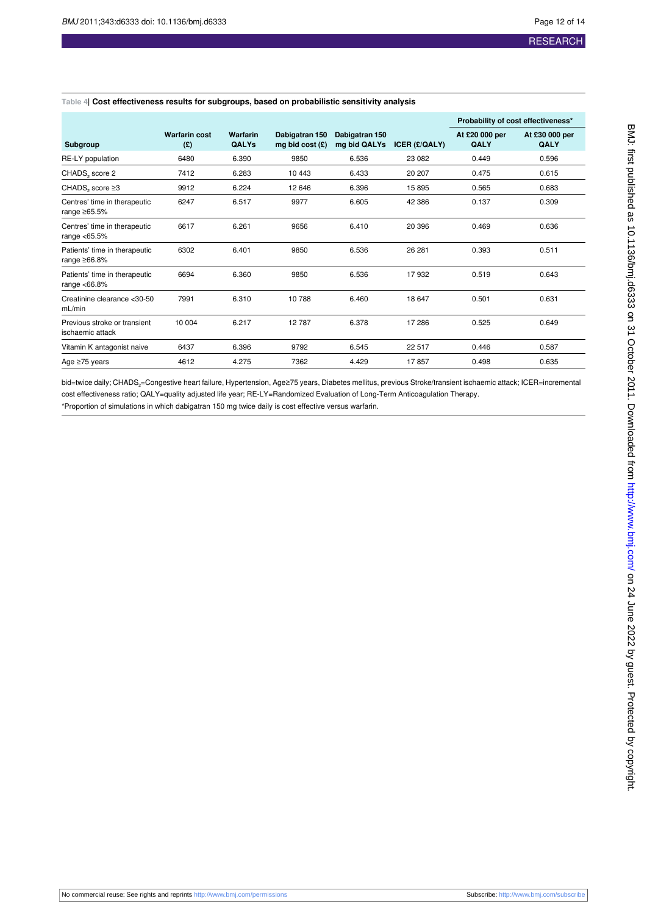**Table 4| Cost effectiveness results for subgroups, based on probabilistic sensitivity analysis**

| Subgroup | Warfarin cost (£) | Warfarin QALYs | Dabigatran 150 mg bid cost (£) | Dabigatran 150 mg bid QALYs | ICER (£/QALY) | Probability of cost effectiveness* | |
|---|---|---|---|---|---|---|---|
| | | | | | | At £20 000 per QALY | At £30 000 per QALY |
| RE-LY population | 6480 | 6.390 | 9850 | 6.536 | 23 082 | 0.449 | 0.596 |
| $CHADS_2$ score 2 | 7412 | 6.283 | 10 443 | 6.433 | 20 207 | 0.475 | 0.615 |
| $CHADS_2$ score ≥3 | 9912 | 6.224 | 12 646 | 6.396 | 15 895 | 0.565 | 0.683 |
| Centres' time in therapeutic range ≥65.5% | 6247 | 6.517 | 9977 | 6.605 | 42 386 | 0.137 | 0.309 |
| Centres' time in therapeutic range <65.5% | 6617 | 6.261 | 9656 | 6.410 | 20 396 | 0.469 | 0.636 |
| Patients' time in therapeutic range ≥66.8% | 6302 | 6.401 | 9850 | 6.536 | 26 281 | 0.393 | 0.511 |
| Patients' time in therapeutic range <66.8% | 6694 | 6.360 | 9850 | 6.536 | 17 932 | 0.519 | 0.643 |
| Creatinine clearance <30-50 mL/min | 7991 | 6.310 | 10 788 | 6.460 | 18 647 | 0.501 | 0.631 |
| Previous stroke or transient ischaemic attack | 10 004 | 6.217 | 12 787 | 6.378 | 17 286 | 0.525 | 0.649 |
| Vitamin K antagonist naive | 6437 | 6.396 | 9792 | 6.545 | 22 517 | 0.446 | 0.587 |
| Age ≥75 years | 4612 | 4.275 | 7362 | 4.429 | 17 857 | 0.498 | 0.635 |

bid=twice daily; $CHADS_2$=Congestive heart failure, Hypertension, Age≥75 years, Diabetes mellitus, previous Stroke/transient ischaemic attack; ICER=incremental cost effectiveness ratio; QALY=quality adjusted life year; RE-LY=Randomized Evaluation of Long-Term Anticoagulation Therapy.

*Proportion of simulations in which dabigatran 150 mg twice daily is cost effective versus warfarin.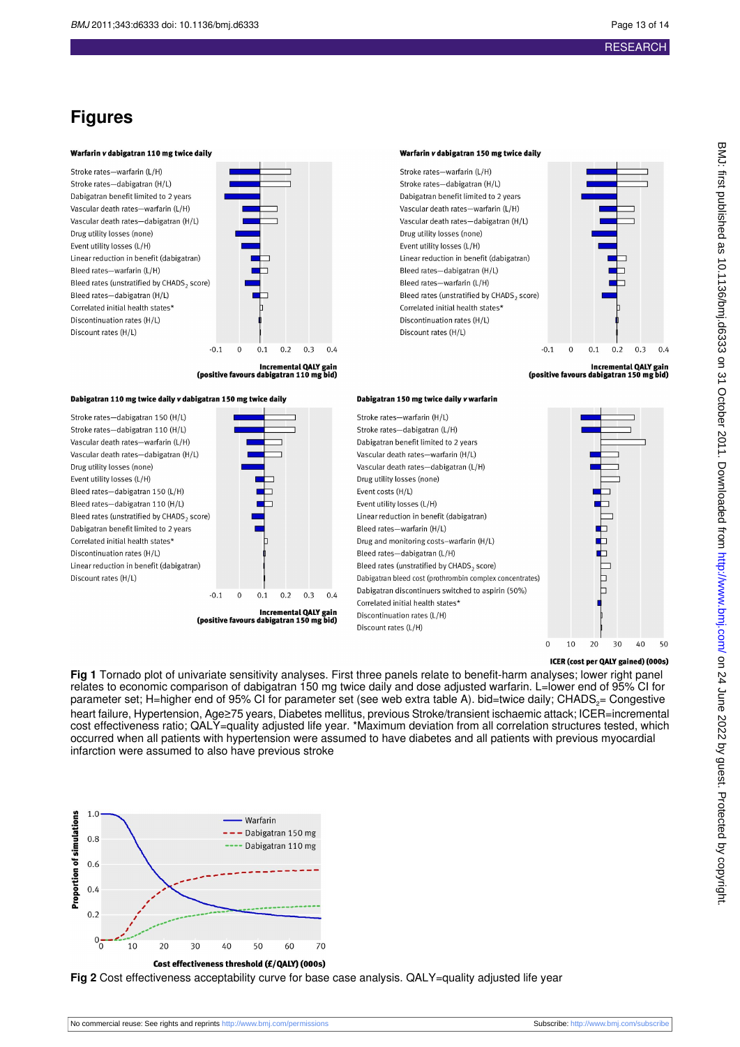# Figures

Fig 1 Tornado plot of univariate sensitivity analyses. First three panels relate to benefit-harm analyses; lower right panel relates to economic comparison of dabigatran 150 mg twice daily and dose adjusted warfarin. L=lower end of 95% CI for parameter set; H=higher end of 95% CI for parameter set (see web extra table A). bid=twice daily; $CHADS_2$= Congestive heart failure, Hypertension, Age≥75 years, Diabetes mellitus, previous Stroke/transient ischaemic attack; ICER=incremental cost effectiveness ratio; QALY=quality adjusted life year. *Maximum deviation from all correlation structures tested, which occurred when all patients with hypertension were assumed to have diabetes and all patients with previous myocardial infarction were assumed to also have previous stroke

Fig 2 Cost effectiveness acceptability curve for base case analysis. QALY=quality adjusted life year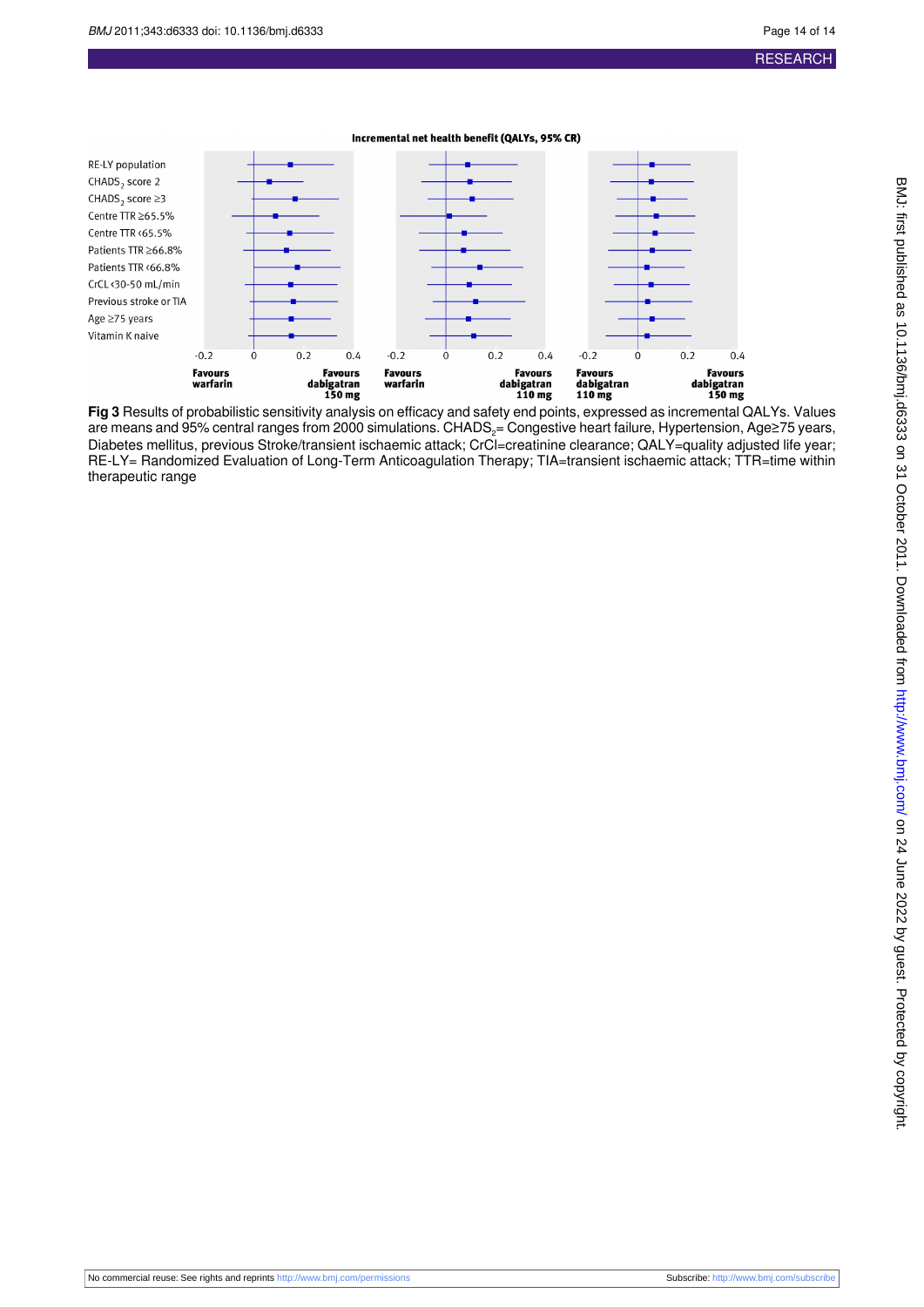Incremental net health benefit (QALYs, 95% CR)

RE-LY population
CHADS$_2$ score 2
CHADS$_2$ score ≥3
Centre TTR ≥65.5%
Centre TTR <65.5%
Patients TTR ≥66.8%
Patients TTR <66.8%
CrCL <30-50 mL/min
Previous stroke or TIA
Age ≥75 years
Vitamin K naive

-0.2 0 0.2 0.4
**Favours warfarin** **Favours dabigatran 150 mg**

-0.2 0 0.2 0.4
**Favours warfarin** **Favours dabigatran 110 mg**

-0.2 0 0.2 0.4
**Favours dabigatran 110 mg** **Favours dabigatran 150 mg**

**Fig 3** Results of probabilistic sensitivity analysis on efficacy and safety end points, expressed as incremental QALYs. Values are means and 95% central ranges from 2000 simulations. CHADS$_2$= Congestive heart failure, Hypertension, Age≥75 years, Diabetes mellitus, previous Stroke/transient ischaemic attack; CrCl=creatinine clearance; QALY=quality adjusted life year; RE-LY= Randomized Evaluation of Long-Term Anticoagulation Therapy; TIA=transient ischaemic attack; TTR=time within therapeutic range